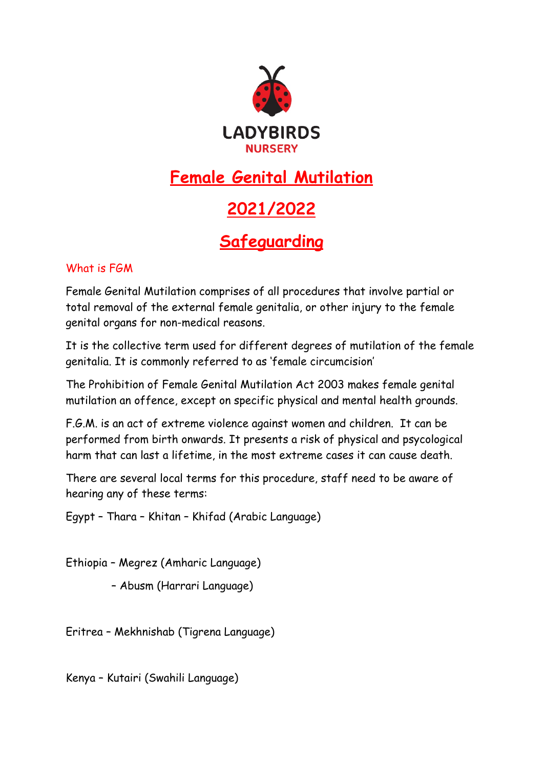LADYBIRDS
NURSERY

# Female Genital Mutilation

# 2021/2022

# Safeguarding

## What is FGM

Female Genital Mutilation comprises of all procedures that involve partial or total removal of the external female genitalia, or other injury to the female genital organs for non-medical reasons.

It is the collective term used for different degrees of mutilation of the female genitalia. It is commonly referred to as 'female circumcision'

The Prohibition of Female Genital Mutilation Act 2003 makes female genital mutilation an offence, except on specific physical and mental health grounds.

F.G.M. is an act of extreme violence against women and children. It can be performed from birth onwards. It presents a risk of physical and psycological harm that can last a lifetime, in the most extreme cases it can cause death.

There are several local terms for this procedure, staff need to be aware of hearing any of these terms:

Egypt – Thara – Khitan – Khifad (Arabic Language)

Ethiopia – Megrez (Amharic Language)

– Abusm (Harrari Language)

Eritrea – Mekhnishab (Tigrena Language)

Kenya – Kutairi (Swahili Language)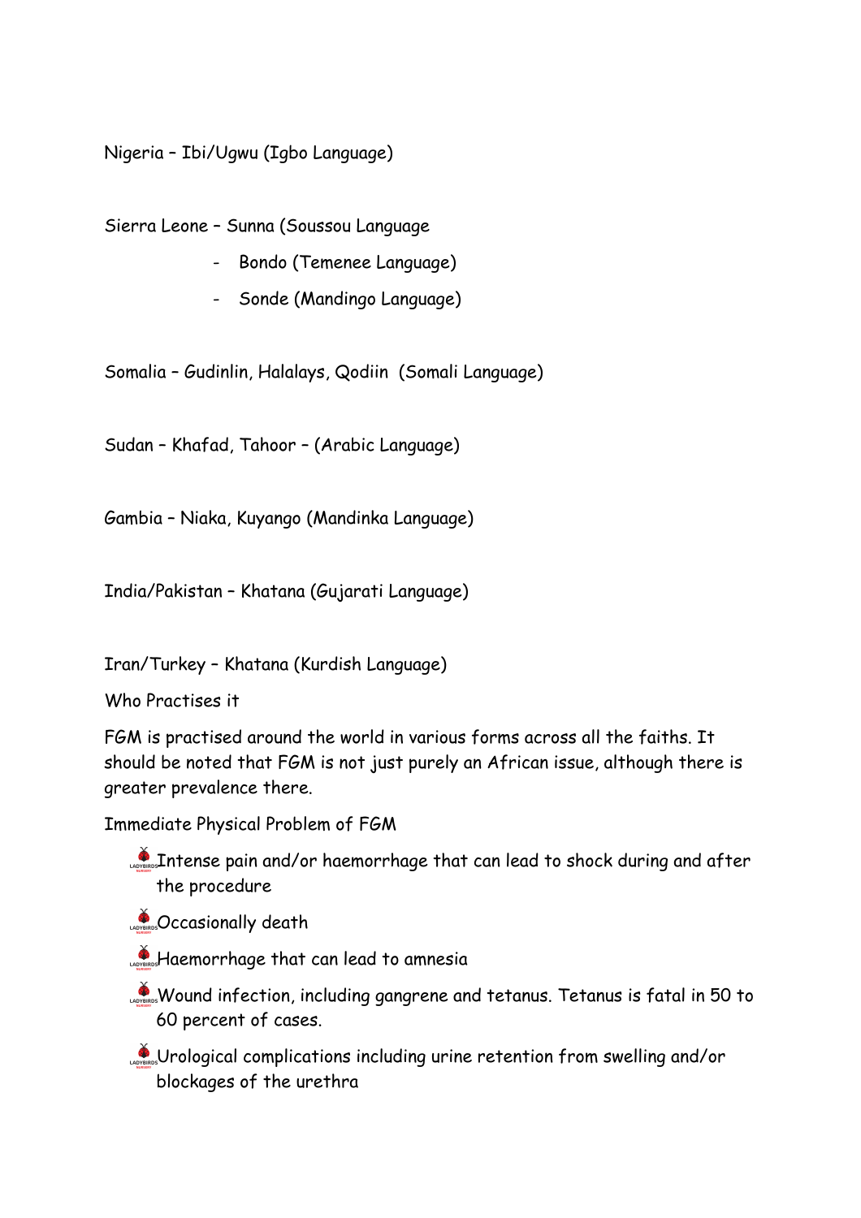Nigeria – Ibi/Ugwu (Igbo Language)

Sierra Leone – Sunna (Soussou Language

- Bondo (Temenee Language)
- Sonde (Mandingo Language)

Somalia – Gudinlin, Halalays, Qodiin  (Somali Language)

Sudan – Khafad, Tahoor – (Arabic Language)

Gambia – Niaka, Kuyango (Mandinka Language)

India/Pakistan – Khatana (Gujarati Language)

Iran/Turkey – Khatana (Kurdish Language)

Who Practises it

FGM is practised around the world in various forms across all the faiths. It should be noted that FGM is not just purely an African issue, although there is greater prevalence there.

Immediate Physical Problem of FGM

- Intense pain and/or haemorrhage that can lead to shock during and after the procedure
- Occasionally death
- Haemorrhage that can lead to amnesia
- Wound infection, including gangrene and tetanus. Tetanus is fatal in 50 to 60 percent of cases.
- Urological complications including urine retention from swelling and/or blockages of the urethra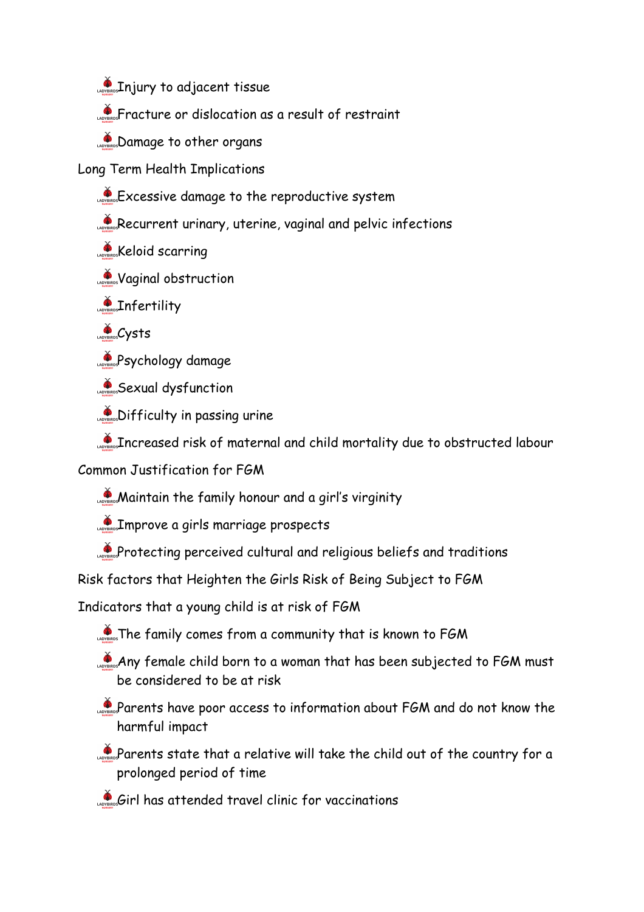- Injury to adjacent tissue
- Fracture or dislocation as a result of restraint
- Damage to other organs

Long Term Health Implications

- Excessive damage to the reproductive system
- Recurrent urinary, uterine, vaginal and pelvic infections
- Keloid scarring
- Vaginal obstruction
- Infertility
- Cysts
- Psychology damage
- Sexual dysfunction
- Difficulty in passing urine
- Increased risk of maternal and child mortality due to obstructed labour

Common Justification for FGM

- Maintain the family honour and a girl's virginity
- Improve a girls marriage prospects
- Protecting perceived cultural and religious beliefs and traditions

Risk factors that Heighten the Girls Risk of Being Subject to FGM

Indicators that a young child is at risk of FGM

- The family comes from a community that is known to FGM
- Any female child born to a woman that has been subjected to FGM must be considered to be at risk
- Parents have poor access to information about FGM and do not know the harmful impact
- Parents state that a relative will take the child out of the country for a prolonged period of time
- Girl has attended travel clinic for vaccinations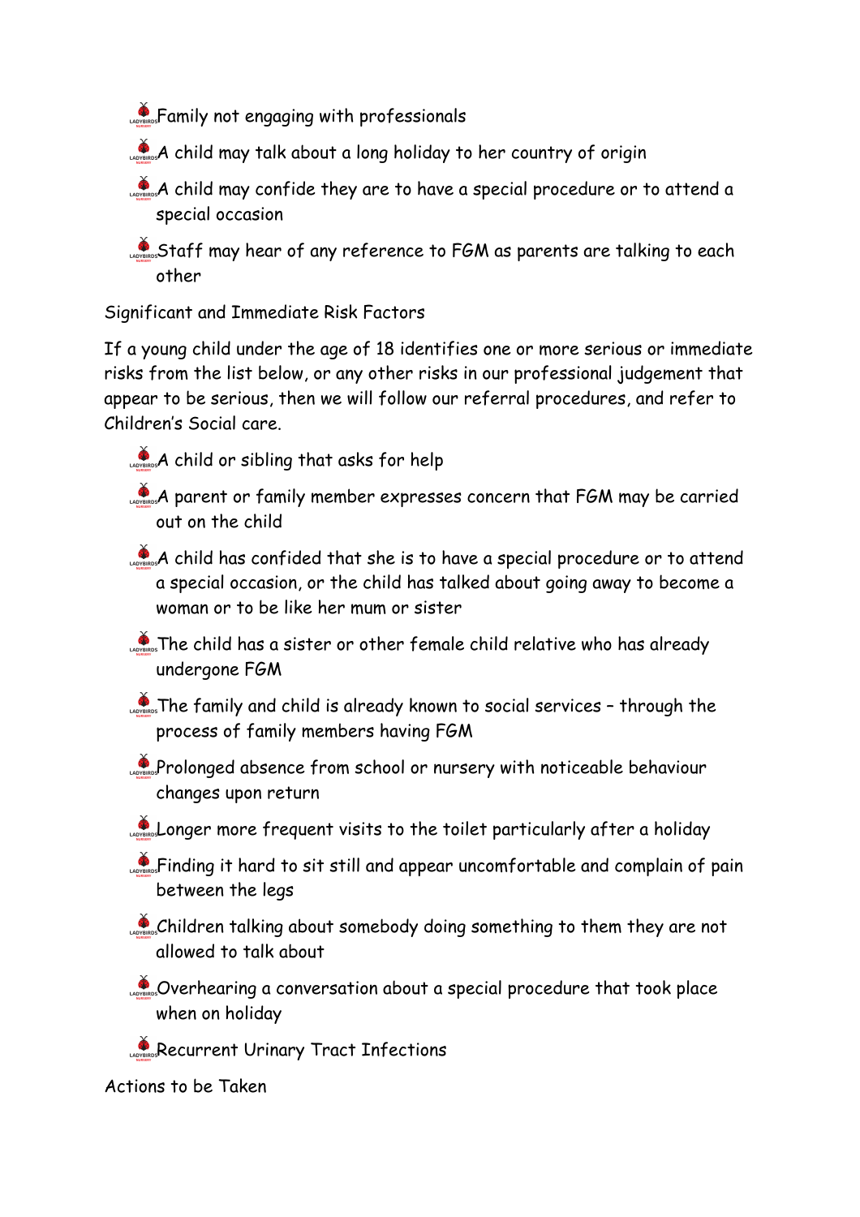- Family not engaging with professionals
- A child may talk about a long holiday to her country of origin
- A child may confide they are to have a special procedure or to attend a special occasion
- Staff may hear of any reference to FGM as parents are talking to each other

Significant and Immediate Risk Factors

If a young child under the age of 18 identifies one or more serious or immediate risks from the list below, or any other risks in our professional judgement that appear to be serious, then we will follow our referral procedures, and refer to Children's Social care.

- A child or sibling that asks for help
- A parent or family member expresses concern that FGM may be carried out on the child
- A child has confided that she is to have a special procedure or to attend a special occasion, or the child has talked about going away to become a woman or to be like her mum or sister
- The child has a sister or other female child relative who has already undergone FGM
- The family and child is already known to social services – through the process of family members having FGM
- Prolonged absence from school or nursery with noticeable behaviour changes upon return
- Longer more frequent visits to the toilet particularly after a holiday
- Finding it hard to sit still and appear uncomfortable and complain of pain between the legs
- Children talking about somebody doing something to them they are not allowed to talk about
- Overhearing a conversation about a special procedure that took place when on holiday
- Recurrent Urinary Tract Infections

Actions to be Taken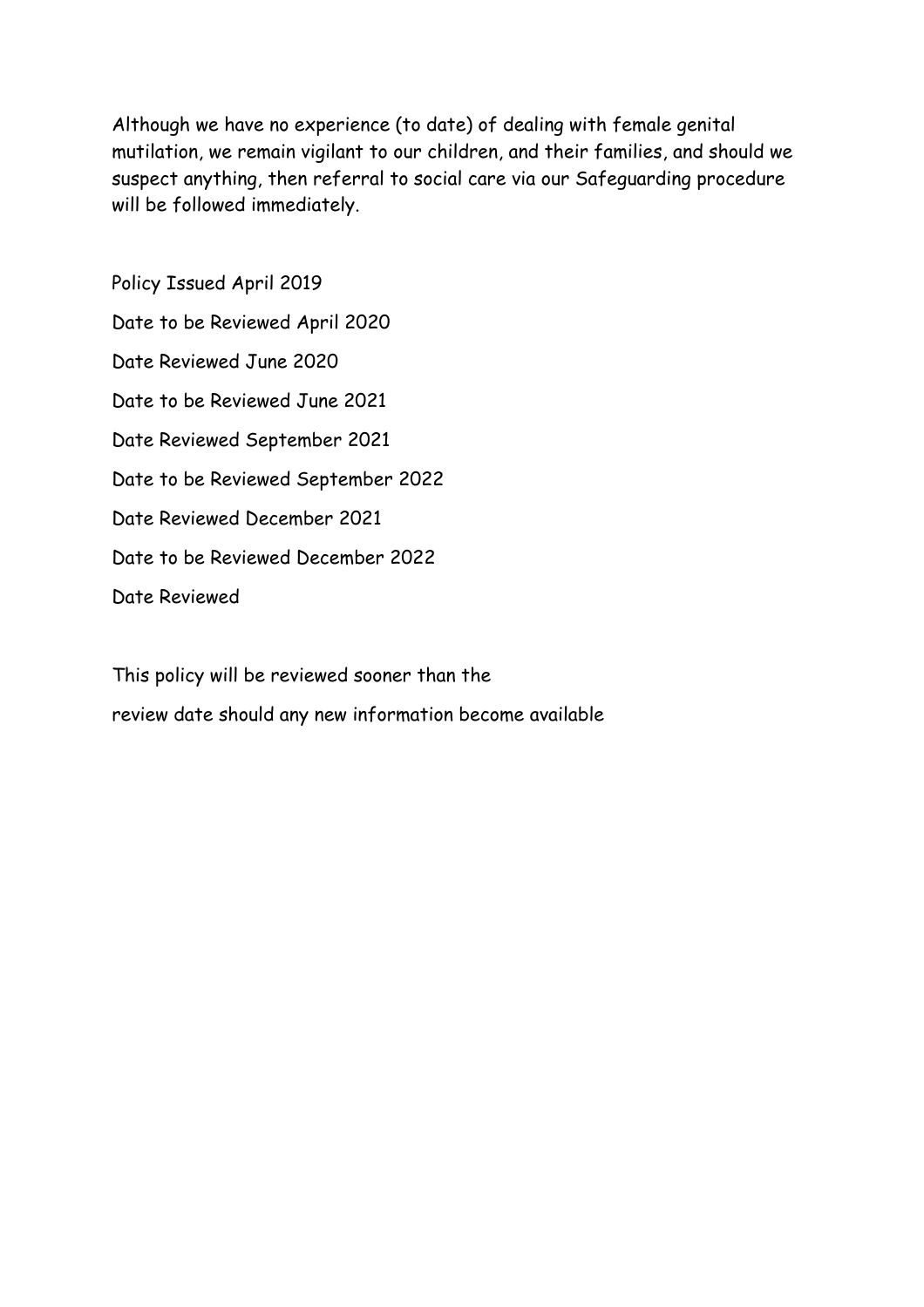Although we have no experience (to date) of dealing with female genital mutilation, we remain vigilant to our children, and their families, and should we suspect anything, then referral to social care via our Safeguarding procedure will be followed immediately.

Policy Issued April 2019

Date to be Reviewed April 2020

Date Reviewed June 2020

Date to be Reviewed June 2021

Date Reviewed September 2021

Date to be Reviewed September 2022

Date Reviewed December 2021

Date to be Reviewed December 2022

Date Reviewed

This policy will be reviewed sooner than the

review date should any new information become available